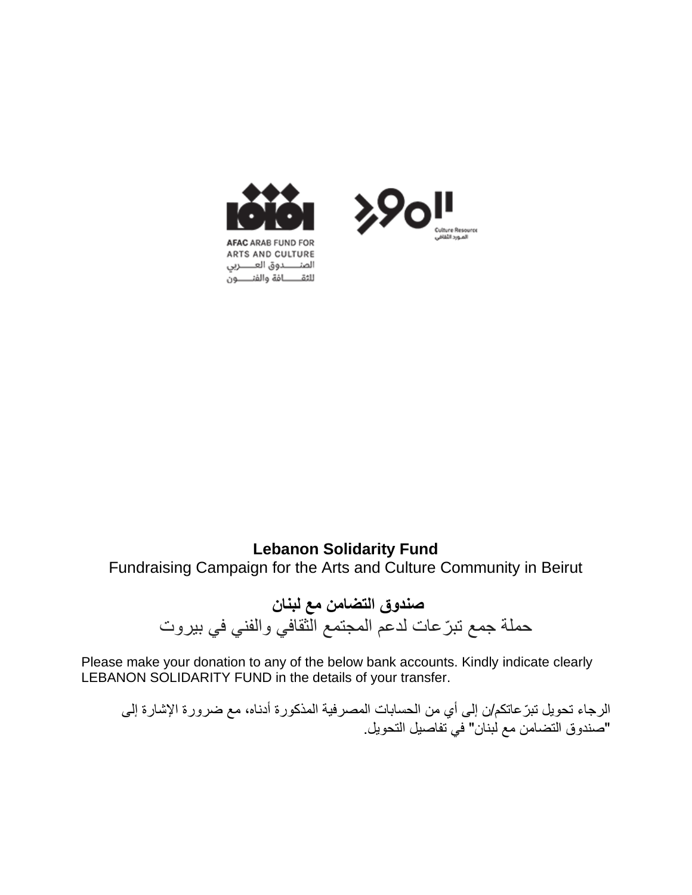AFAC ARAB FUND FOR ARTS AND CULTURE
الصندوق العربي للثقافة والفنون

Culture Resource
المورد الثقافي

**Lebanon Solidarity Fund**
Fundraising Campaign for the Arts and Culture Community in Beirut

**صندوق التضامن مع لبنان**
حملة جمع تبرّعات لدعم المجتمع الثقافي والفني في بيروت

Please make your donation to any of the below bank accounts. Kindly indicate clearly LEBANON SOLIDARITY FUND in the details of your transfer.

الرجاء تحويل تبرّعاتكم/ن إلى أي من الحسابات المصرفية المذكورة أدناه، مع ضرورة الإشارة إلى "صندوق التضامن مع لبنان" في تفاصيل التحويل.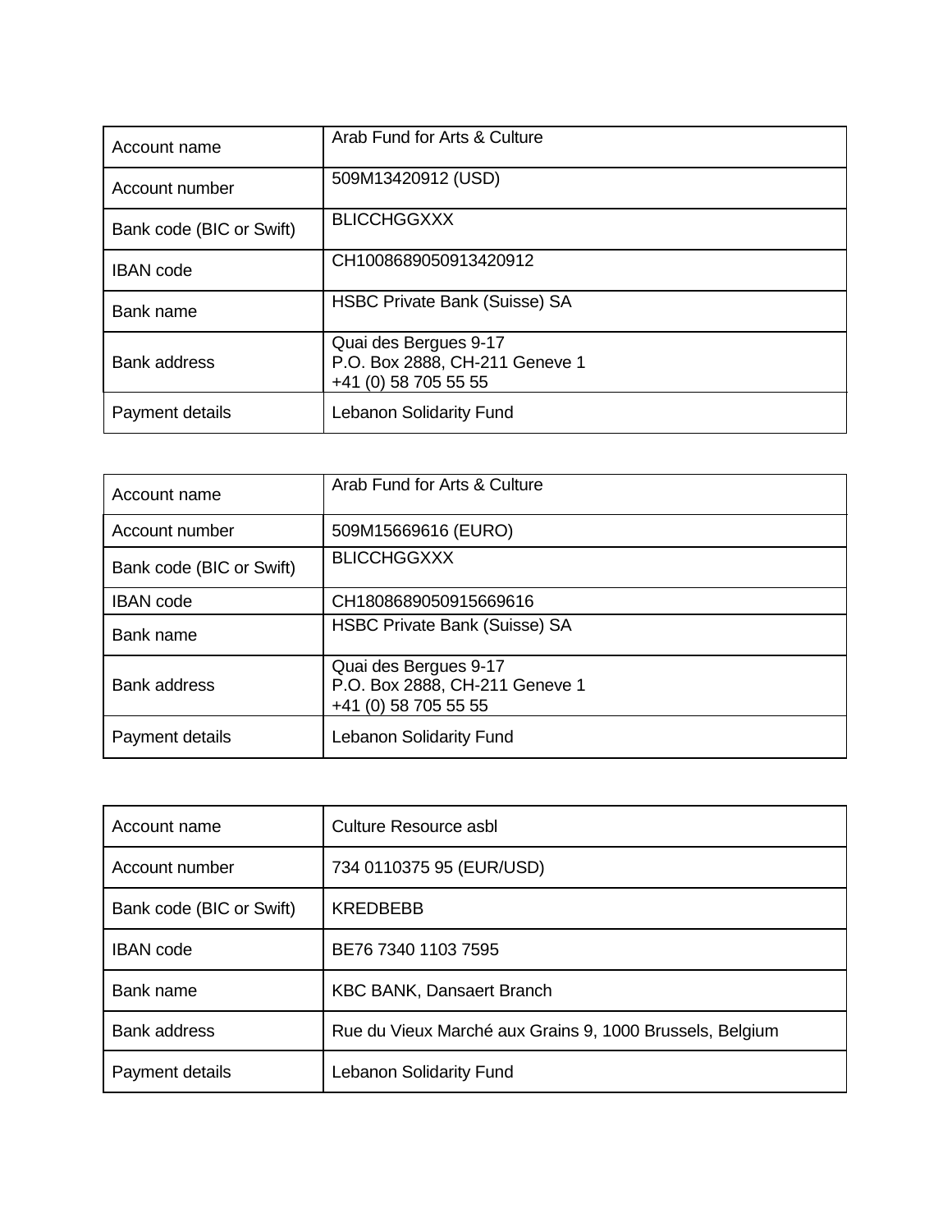| | |
|---|---|
| Account name | Arab Fund for Arts & Culture |
| Account number | 509M13420912 (USD) |
| Bank code (BIC or Swift) | BLICCHGGXXX |
| IBAN code | CH1008689050913420912 |
| Bank name | HSBC Private Bank (Suisse) SA |
| Bank address | Quai des Bergues 9-17<br>P.O. Box 2888, CH-211 Geneve 1<br>+41 (0) 58 705 55 55 |
| Payment details | Lebanon Solidarity Fund |

| | |
|---|---|
| Account name | Arab Fund for Arts & Culture |
| Account number | 509M15669616 (EURO) |
| Bank code (BIC or Swift) | BLICCHGGXXX |
| IBAN code | CH1808689050915669616 |
| Bank name | HSBC Private Bank (Suisse) SA |
| Bank address | Quai des Bergues 9-17<br>P.O. Box 2888, CH-211 Geneve 1<br>+41 (0) 58 705 55 55 |
| Payment details | Lebanon Solidarity Fund |

| | |
|---|---|
| Account name | Culture Resource asbl |
| Account number | 734 0110375 95 (EUR/USD) |
| Bank code (BIC or Swift) | KREDBEBB |
| IBAN code | BE76 7340 1103 7595 |
| Bank name | KBC BANK, Dansaert Branch |
| Bank address | Rue du Vieux Marché aux Grains 9, 1000 Brussels, Belgium |
| Payment details | Lebanon Solidarity Fund |